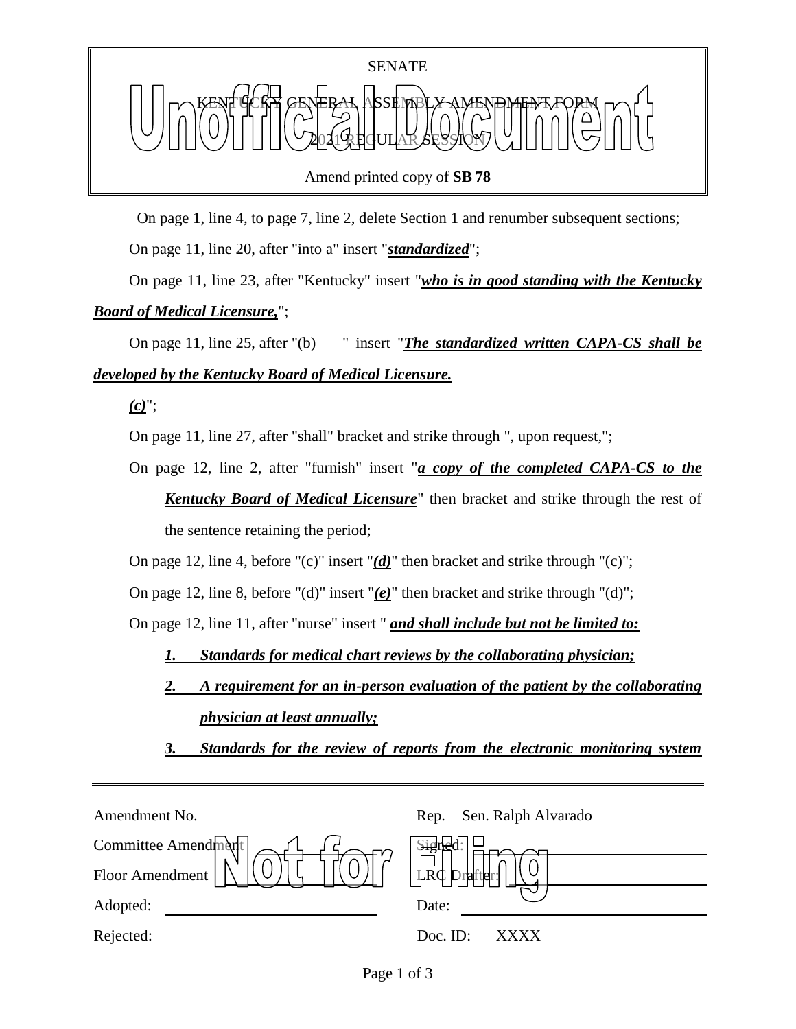SENATE

KENTUCKY GENERAL ASSEMBLY AMENDMENT FORM

2021 REGULAR SESSION

Unofficial Document

Amend printed copy of **SB 78**

On page 1, line 4, to page 7, line 2, delete Section 1 and renumber subsequent sections;

On page 11, line 20, after "into a" insert "***standardized***";

On page 11, line 23, after "Kentucky" insert "***who is in good standing with the Kentucky Board of Medical Licensure,***";

On page 11, line 25, after "(b) " insert "***The standardized written CAPA-CS shall be developed by the Kentucky Board of Medical Licensure.***

***(c)***";

On page 11, line 27, after "shall" bracket and strike through ", upon request,";

On page 12, line 2, after "furnish" insert "***a copy of the completed CAPA-CS to the Kentucky Board of Medical Licensure***" then bracket and strike through the rest of the sentence retaining the period;

On page 12, line 4, before "(c)" insert "***(d)***" then bracket and strike through "(c)";

On page 12, line 8, before "(d)" insert "***(e)***" then bracket and strike through "(d)";

On page 12, line 11, after "nurse" insert " ***and shall include but not be limited to:***

***1. Standards for medical chart reviews by the collaborating physician;***

***2. A requirement for an in-person evaluation of the patient by the collaborating physician at least annually;***

***3. Standards for the review of reports from the electronic monitoring system***

| | |
|---|---|
| Amendment No. | Rep. Sen. Ralph Alvarado |
| Committee Amendment | Signed: |
| Floor Amendment | LRC Drafter: |
| Adopted: | Date: |
| Rejected: | Doc. ID: XXXX |

Not for Filing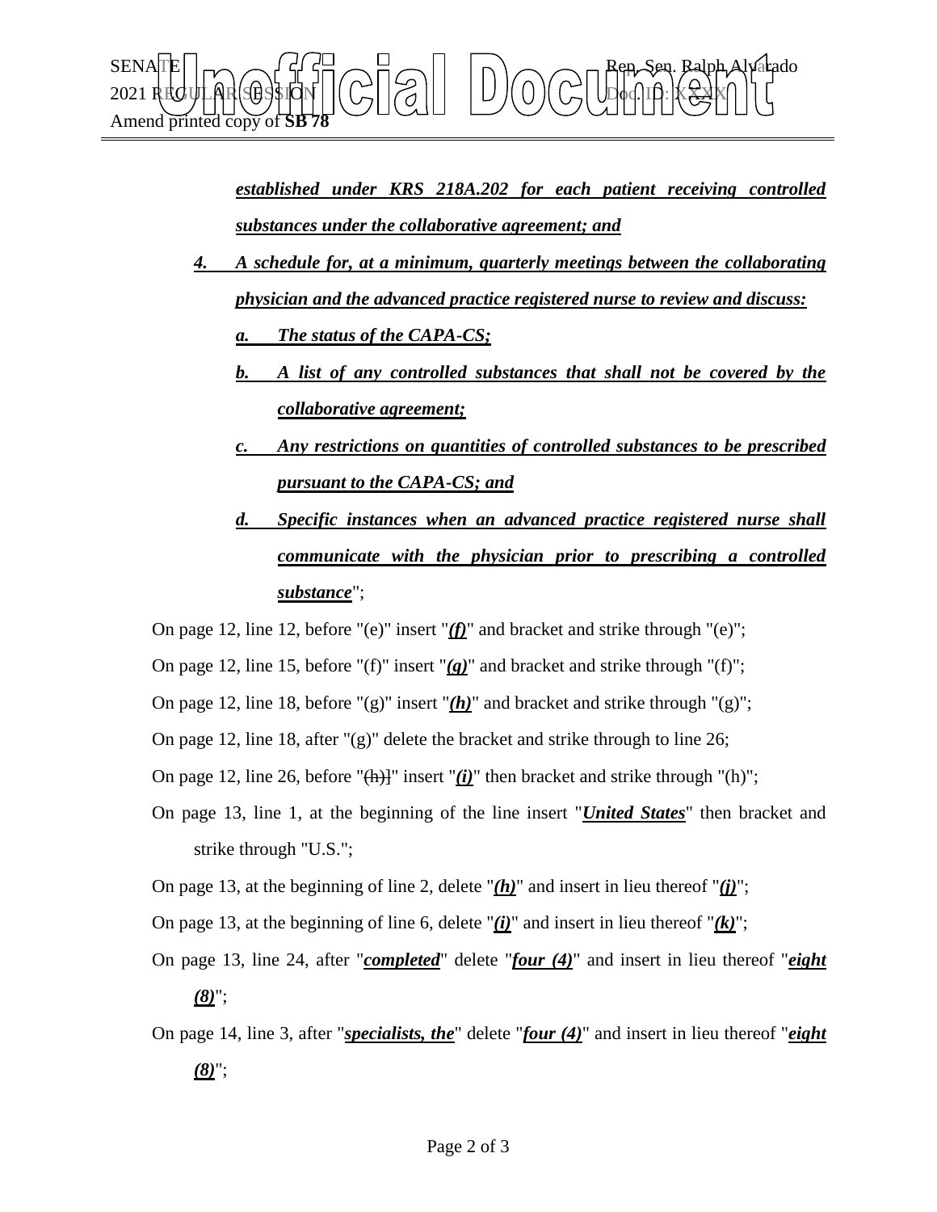***established under KRS 218A.202 for each patient receiving controlled substances under the collaborative agreement; and***

***4. A schedule for, at a minimum, quarterly meetings between the collaborating physician and the advanced practice registered nurse to review and discuss:***

***a. The status of the CAPA-CS;***

***b. A list of any controlled substances that shall not be covered by the collaborative agreement;***

***c. Any restrictions on quantities of controlled substances to be prescribed pursuant to the CAPA-CS; and***

***d. Specific instances when an advanced practice registered nurse shall communicate with the physician prior to prescribing a controlled substance***";

On page 12, line 12, before "(e)" insert "***(f)***" and bracket and strike through "(e)";

On page 12, line 15, before "(f)" insert "***(g)***" and bracket and strike through "(f)";

On page 12, line 18, before "(g)" insert "***(h)***" and bracket and strike through "(g)";

On page 12, line 18, after "(g)" delete the bracket and strike through to line 26;

On page 12, line 26, before "~~(h)~~]" insert "***(i)***" then bracket and strike through "(h)";

On page 13, line 1, at the beginning of the line insert "***United States***" then bracket and strike through "U.S.";

On page 13, at the beginning of line 2, delete "***(h)***" and insert in lieu thereof "***(j)***";

On page 13, at the beginning of line 6, delete "***(i)***" and insert in lieu thereof "***(k)***";

On page 13, line 24, after "***completed***" delete "***four (4)***" and insert in lieu thereof "***eight (8)***";

On page 14, line 3, after "***specialists, the***" delete "***four (4)***" and insert in lieu thereof "***eight (8)***";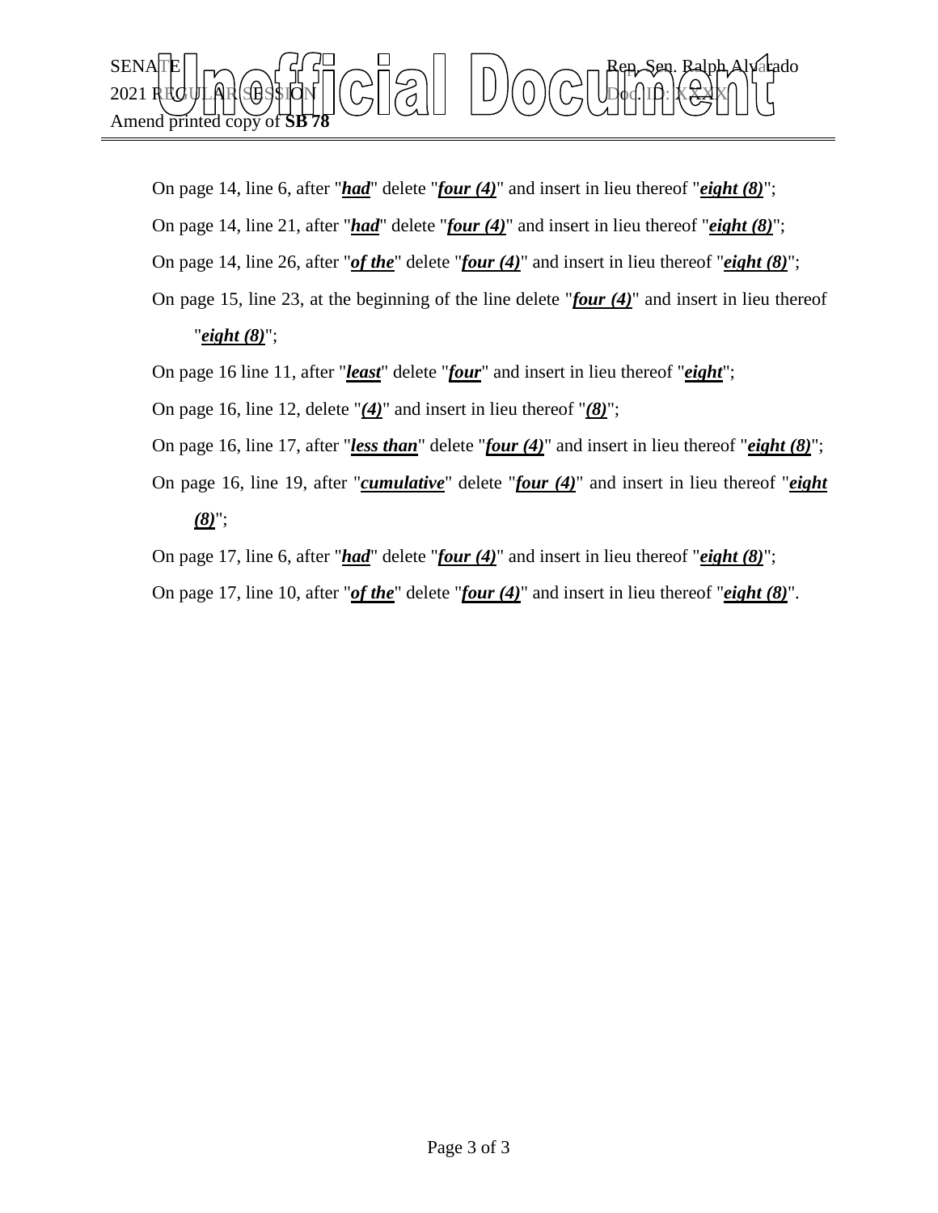On page 14, line 6, after "***had***" delete "***four (4)***" and insert in lieu thereof "***eight (8)***";

On page 14, line 21, after "***had***" delete "***four (4)***" and insert in lieu thereof "***eight (8)***";

On page 14, line 26, after "***of the***" delete "***four (4)***" and insert in lieu thereof "***eight (8)***";

On page 15, line 23, at the beginning of the line delete "***four (4)***" and insert in lieu thereof "***eight (8)***";

On page 16 line 11, after "***least***" delete "***four***" and insert in lieu thereof "***eight***";

On page 16, line 12, delete "***(4)***" and insert in lieu thereof "***(8)***";

On page 16, line 17, after "***less than***" delete "***four (4)***" and insert in lieu thereof "***eight (8)***";

On page 16, line 19, after "***cumulative***" delete "***four (4)***" and insert in lieu thereof "***eight (8)***";

On page 17, line 6, after "***had***" delete "***four (4)***" and insert in lieu thereof "***eight (8)***";

On page 17, line 10, after "***of the***" delete "***four (4)***" and insert in lieu thereof "***eight (8)***".